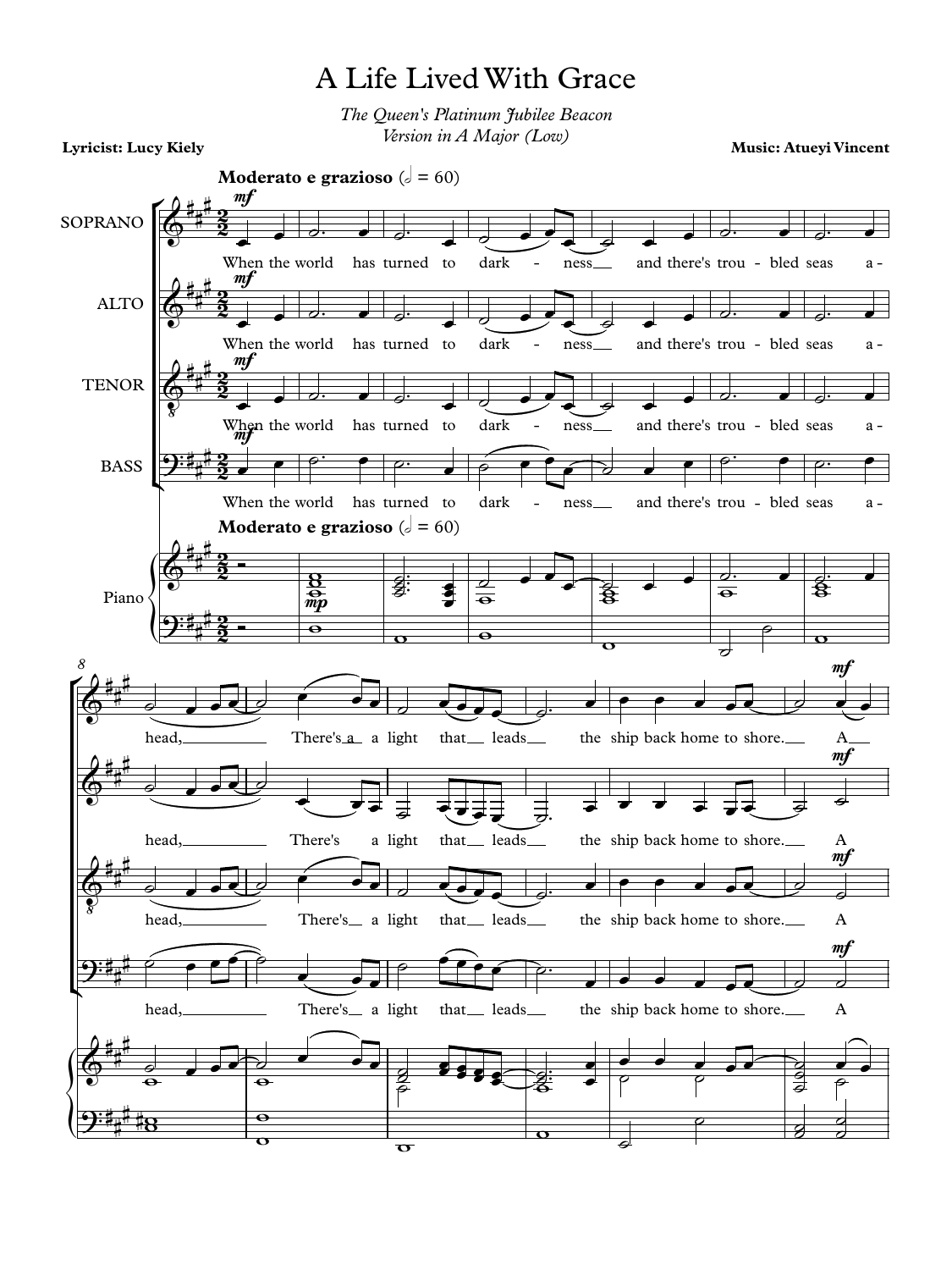# A Life Lived With Grace

*The Queen's Platinum Jubilee Beacon*
*Version in A Major (Low)*

**Lyricist: Lucy Kiely**

**Music: Atueyi Vincent**

**Moderato e grazioso** (𝅗𝅥 = 60)

SOPRANO / ALTO / TENOR / BASS

When the world has turned to dark - ness and there's trou - bled seas a - head, There's a light that leads the ship back home to shore. A

Piano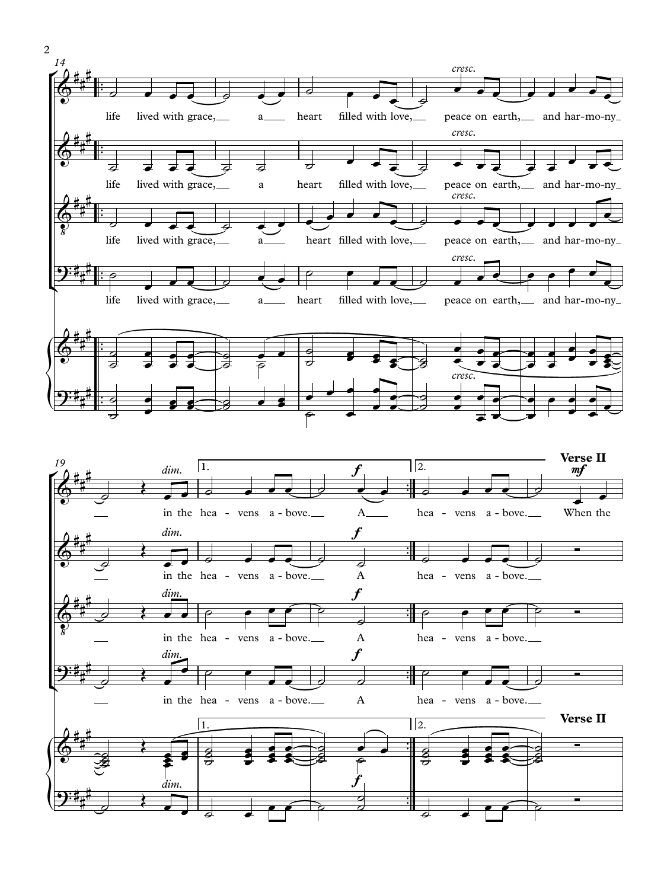life lived with grace, a heart filled with love, peace on earth, and har-mo-ny in the hea-vens a-bove. A hea-vens a-bove.

**Verse II**

When the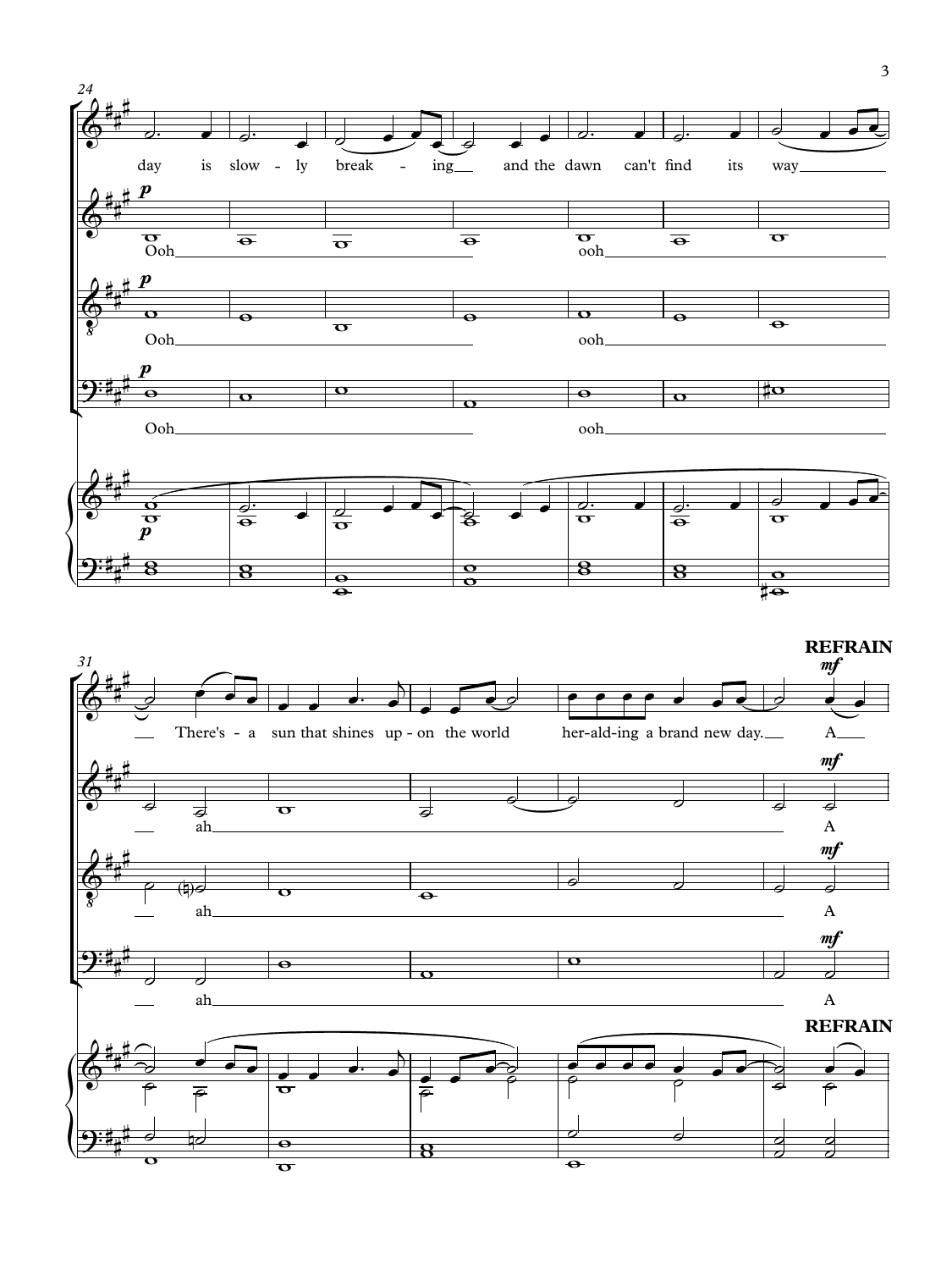24

day is slow - ly break - ing and the dawn can't find its way

*p*

Ooh ooh

*p*

Ooh ooh

*p*

Ooh ooh

*p*

31

There's - a sun that shines up - on the world her-ald-ing a brand new day. A

**REFRAIN**

*mf*

ah A

*mf*

ah A

*mf*

ah A

*mf*

**REFRAIN**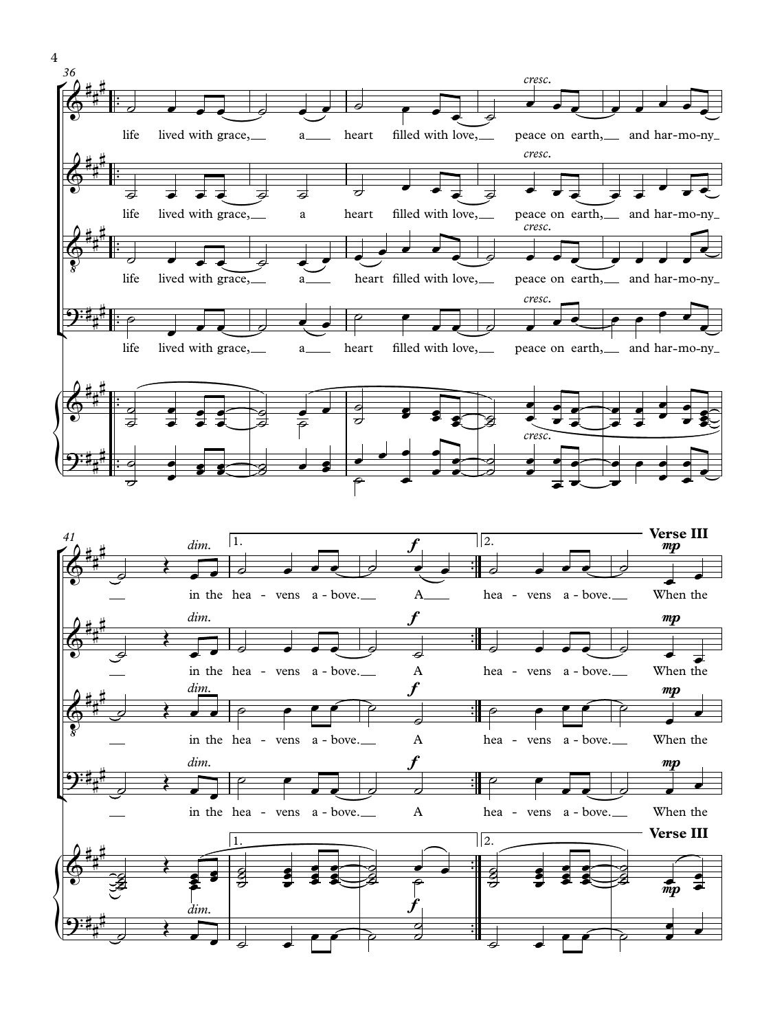life lived with grace, a heart filled with love, peace on earth, and har-mo-ny in the hea - vens a - bove. A hea - vens a - bove. When the

**Verse III**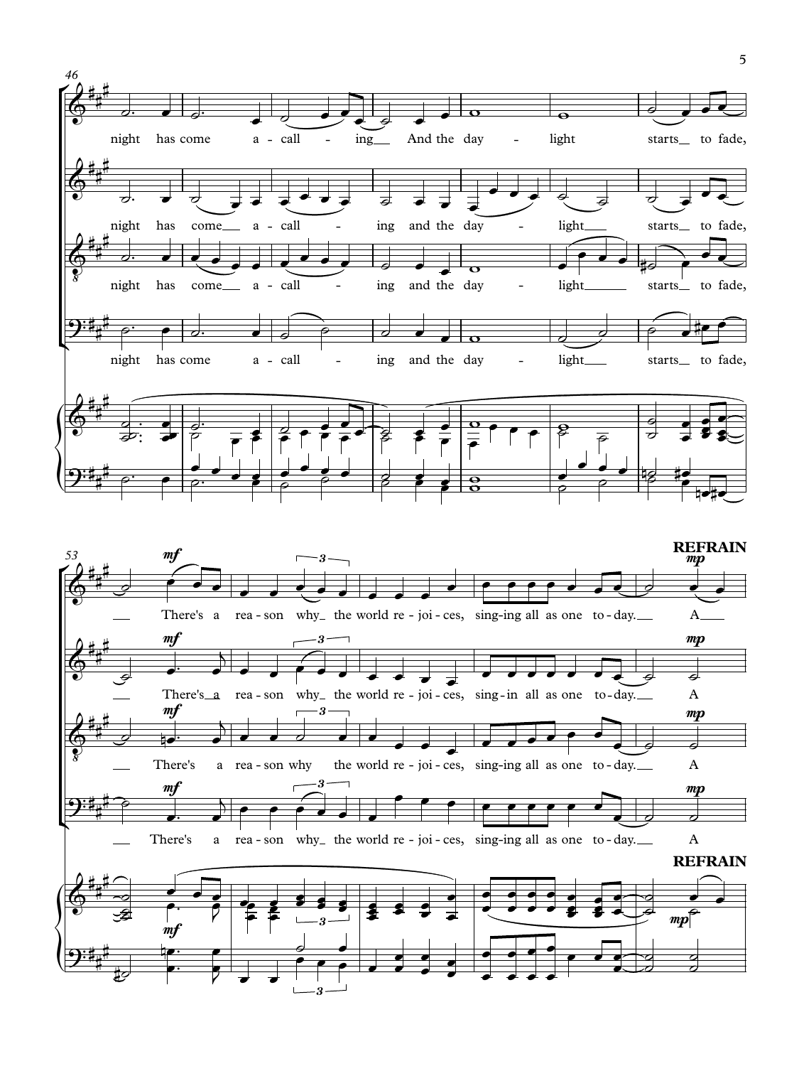46

night has come a - call - ing And the day - light starts to fade,

night has come a - call - ing and the day - light starts to fade,

night has come a - call - ing and the day - light starts to fade,

night has come a - call - ing and the day - light starts to fade,

53

**REFRAIN**

*mf*

There's a rea - son why the world re - joi - ces, sing-ing all as one to - day.

*mp*

A

There's a rea - son why the world re - joi - ces, sing-in all as one to - day.

A

There's a rea - son why the world re - joi - ces, sing-ing all as one to - day.

A

There's a rea - son why the world re - joi - ces, sing-ing all as one to - day.

A

**REFRAIN**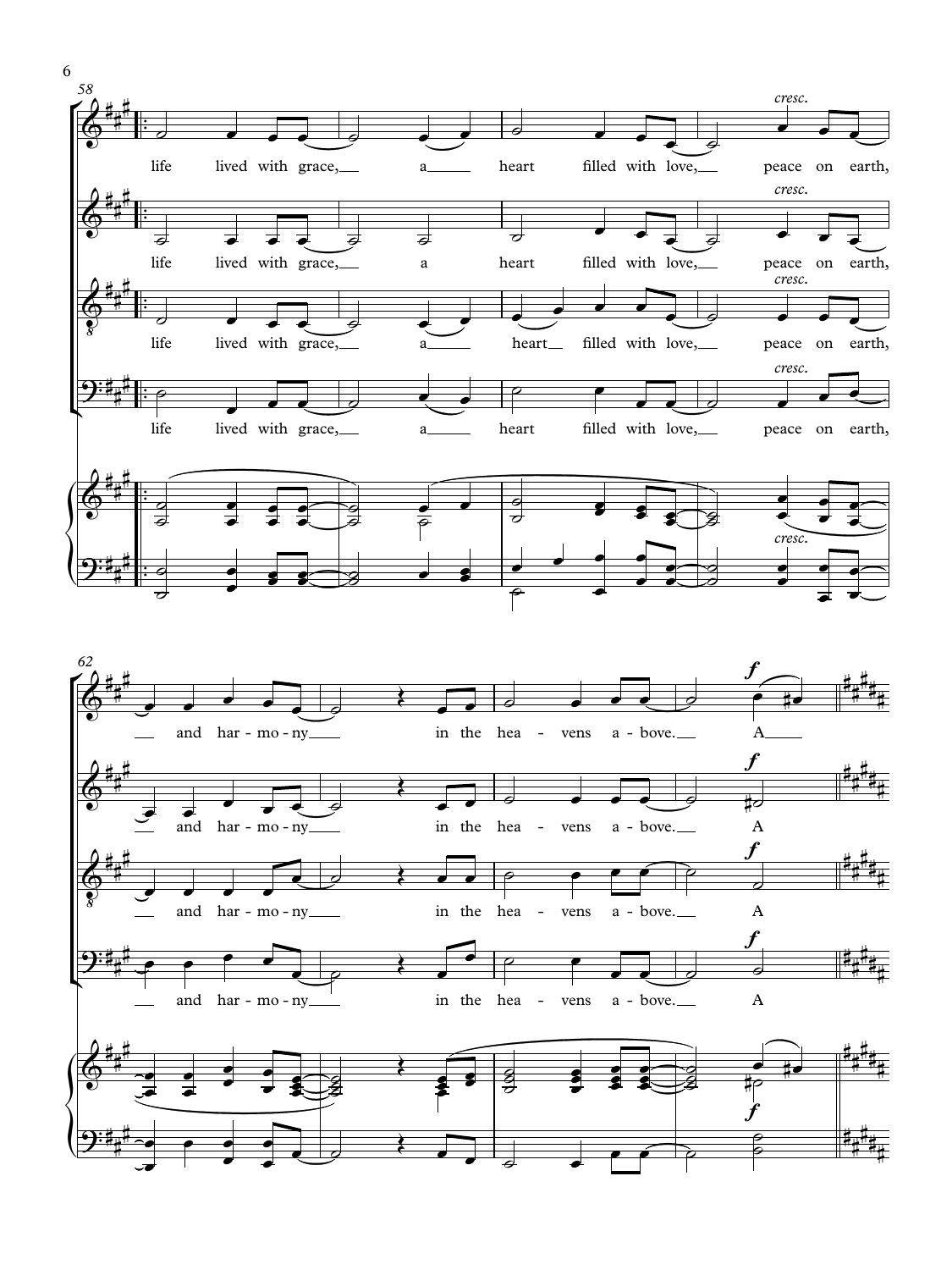life lived with grace, a heart filled with love, *cresc.* peace on earth, and harmony in the heavens above. ***f*** A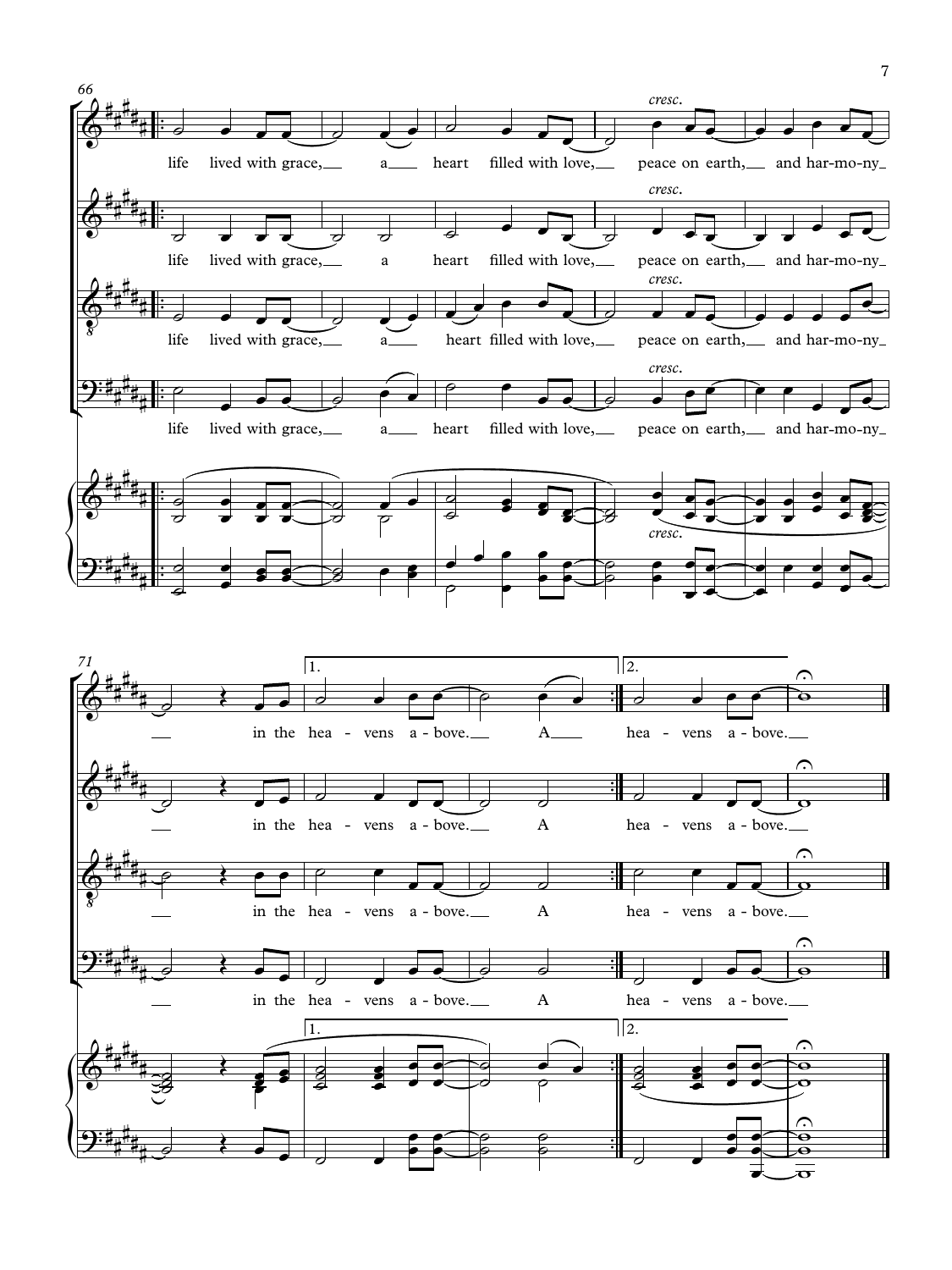66

*cresc.*

life lived with grace, a heart filled with love, peace on earth, and har-mo-ny

71

1. 2.

in the hea - vens a - bove. A hea - vens a - bove.